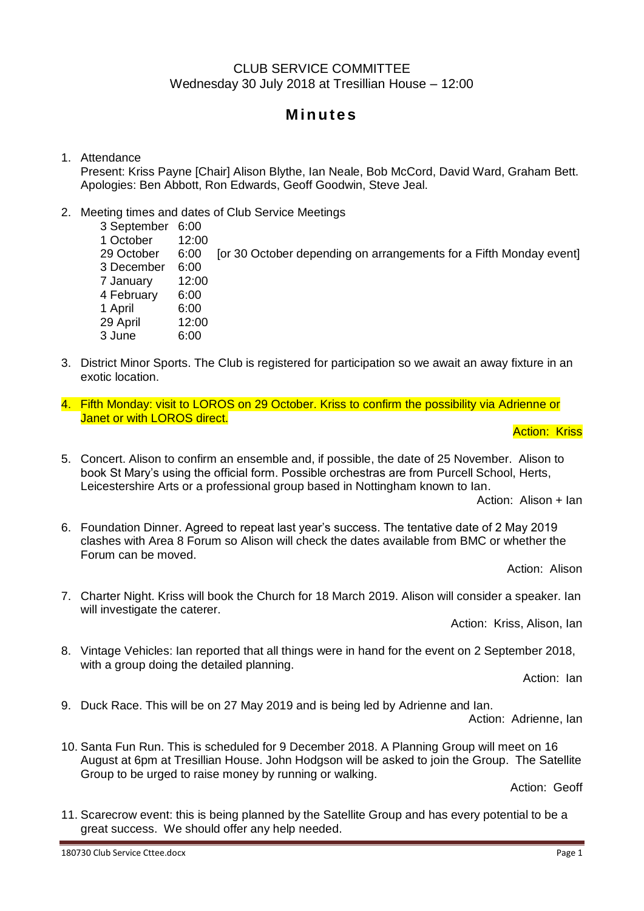CLUB SERVICE COMMITTEE
Wednesday 30 July 2018 at Tresillian House – 12:00

# Minutes

1. Attendance
   Present: Kriss Payne [Chair] Alison Blythe, Ian Neale, Bob McCord, David Ward, Graham Bett.
   Apologies: Ben Abbott, Ron Edwards, Geoff Goodwin, Steve Jeal.

2. Meeting times and dates of Club Service Meetings

   | | | |
   |---|---|---|
   | 3 September | 6:00 | |
   | 1 October | 12:00 | |
   | 29 October | 6:00 | [or 30 October depending on arrangements for a Fifth Monday event] |
   | 3 December | 6:00 | |
   | 7 January | 12:00 | |
   | 4 February | 6:00 | |
   | 1 April | 6:00 | |
   | 29 April | 12:00 | |
   | 3 June | 6:00 | |

3. District Minor Sports. The Club is registered for participation so we await an away fixture in an exotic location.

4. Fifth Monday: visit to LOROS on 29 October. Kriss to confirm the possibility via Adrienne or Janet or with LOROS direct.

   Action: Kriss

5. Concert. Alison to confirm an ensemble and, if possible, the date of 25 November. Alison to book St Mary's using the official form. Possible orchestras are from Purcell School, Herts, Leicestershire Arts or a professional group based in Nottingham known to Ian.

   Action: Alison + Ian

6. Foundation Dinner. Agreed to repeat last year's success. The tentative date of 2 May 2019 clashes with Area 8 Forum so Alison will check the dates available from BMC or whether the Forum can be moved.

   Action: Alison

7. Charter Night. Kriss will book the Church for 18 March 2019. Alison will consider a speaker. Ian will investigate the caterer.

   Action: Kriss, Alison, Ian

8. Vintage Vehicles: Ian reported that all things were in hand for the event on 2 September 2018, with a group doing the detailed planning.

   Action: Ian

9. Duck Race. This will be on 27 May 2019 and is being led by Adrienne and Ian.

   Action: Adrienne, Ian

10. Santa Fun Run. This is scheduled for 9 December 2018. A Planning Group will meet on 16 August at 6pm at Tresillian House. John Hodgson will be asked to join the Group. The Satellite Group to be urged to raise money by running or walking.

    Action: Geoff

11. Scarecrow event: this is being planned by the Satellite Group and has every potential to be a great success. We should offer any help needed.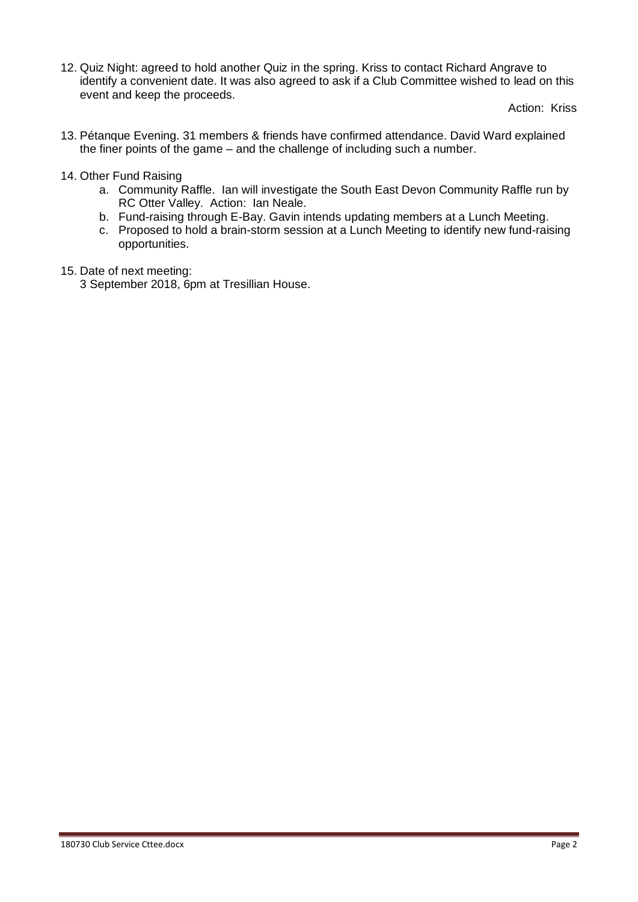12. Quiz Night: agreed to hold another Quiz in the spring. Kriss to contact Richard Angrave to identify a convenient date. It was also agreed to ask if a Club Committee wished to lead on this event and keep the proceeds.

    Action: Kriss

13. Pétanque Evening. 31 members & friends have confirmed attendance. David Ward explained the finer points of the game – and the challenge of including such a number.

14. Other Fund Raising
    a. Community Raffle. Ian will investigate the South East Devon Community Raffle run by RC Otter Valley. Action: Ian Neale.
    b. Fund-raising through E-Bay. Gavin intends updating members at a Lunch Meeting.
    c. Proposed to hold a brain-storm session at a Lunch Meeting to identify new fund-raising opportunities.

15. Date of next meeting:
    3 September 2018, 6pm at Tresillian House.